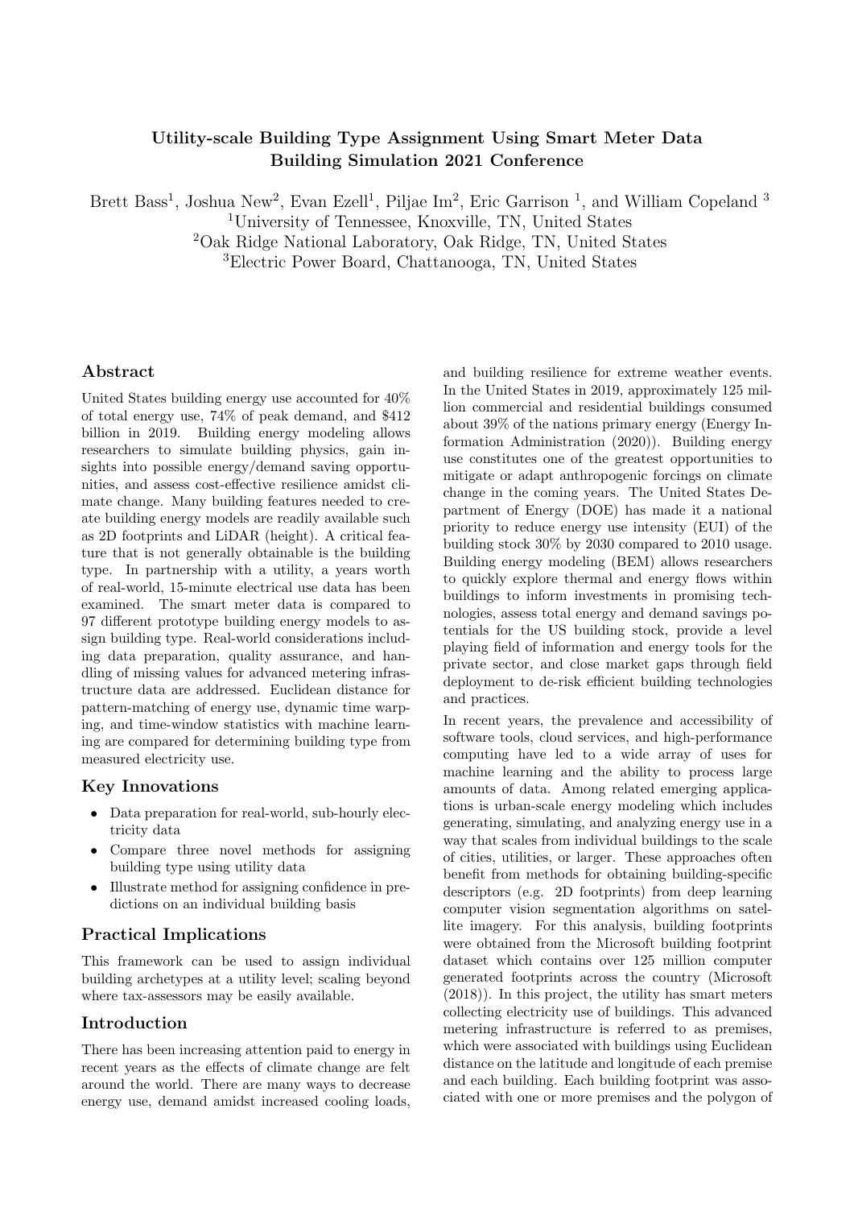# Utility-scale Building Type Assignment Using Smart Meter Data Building Simulation 2021 Conference

Brett Bass[1], Joshua New[2], Evan Ezell[1], Piljae Im[2], Eric Garrison [1], and William Copeland [3]

[1]University of Tennessee, Knoxville, TN, United States

[2]Oak Ridge National Laboratory, Oak Ridge, TN, United States

[3]Electric Power Board, Chattanooga, TN, United States

## Abstract

United States building energy use accounted for 40% of total energy use, 74% of peak demand, and $412 billion in 2019. Building energy modeling allows researchers to simulate building physics, gain insights into possible energy/demand saving opportunities, and assess cost-effective resilience amidst climate change. Many building features needed to create building energy models are readily available such as 2D footprints and LiDAR (height). A critical feature that is not generally obtainable is the building type. In partnership with a utility, a years worth of real-world, 15-minute electrical use data has been examined. The smart meter data is compared to 97 different prototype building energy models to assign building type. Real-world considerations including data preparation, quality assurance, and handling of missing values for advanced metering infrastructure data are addressed. Euclidean distance for pattern-matching of energy use, dynamic time warping, and time-window statistics with machine learning are compared for determining building type from measured electricity use.

## Key Innovations

- Data preparation for real-world, sub-hourly electricity data
- Compare three novel methods for assigning building type using utility data
- Illustrate method for assigning confidence in predictions on an individual building basis

## Practical Implications

This framework can be used to assign individual building archetypes at a utility level; scaling beyond where tax-assessors may be easily available.

## Introduction

There has been increasing attention paid to energy in recent years as the effects of climate change are felt around the world. There are many ways to decrease energy use, demand amidst increased cooling loads, and building resilience for extreme weather events. In the United States in 2019, approximately 125 million commercial and residential buildings consumed about 39% of the nations primary energy (Energy Information Administration (2020)). Building energy use constitutes one of the greatest opportunities to mitigate or adapt anthropogenic forcings on climate change in the coming years. The United States Department of Energy (DOE) has made it a national priority to reduce energy use intensity (EUI) of the building stock 30% by 2030 compared to 2010 usage. Building energy modeling (BEM) allows researchers to quickly explore thermal and energy flows within buildings to inform investments in promising technologies, assess total energy and demand savings potentials for the US building stock, provide a level playing field of information and energy tools for the private sector, and close market gaps through field deployment to de-risk efficient building technologies and practices.

In recent years, the prevalence and accessibility of software tools, cloud services, and high-performance computing have led to a wide array of uses for machine learning and the ability to process large amounts of data. Among related emerging applications is urban-scale energy modeling which includes generating, simulating, and analyzing energy use in a way that scales from individual buildings to the scale of cities, utilities, or larger. These approaches often benefit from methods for obtaining building-specific descriptors (e.g. 2D footprints) from deep learning computer vision segmentation algorithms on satellite imagery. For this analysis, building footprints were obtained from the Microsoft building footprint dataset which contains over 125 million computer generated footprints across the country (Microsoft (2018)). In this project, the utility has smart meters collecting electricity use of buildings. This advanced metering infrastructure is referred to as premises, which were associated with buildings using Euclidean distance on the latitude and longitude of each premise and each building. Each building footprint was associated with one or more premises and the polygon of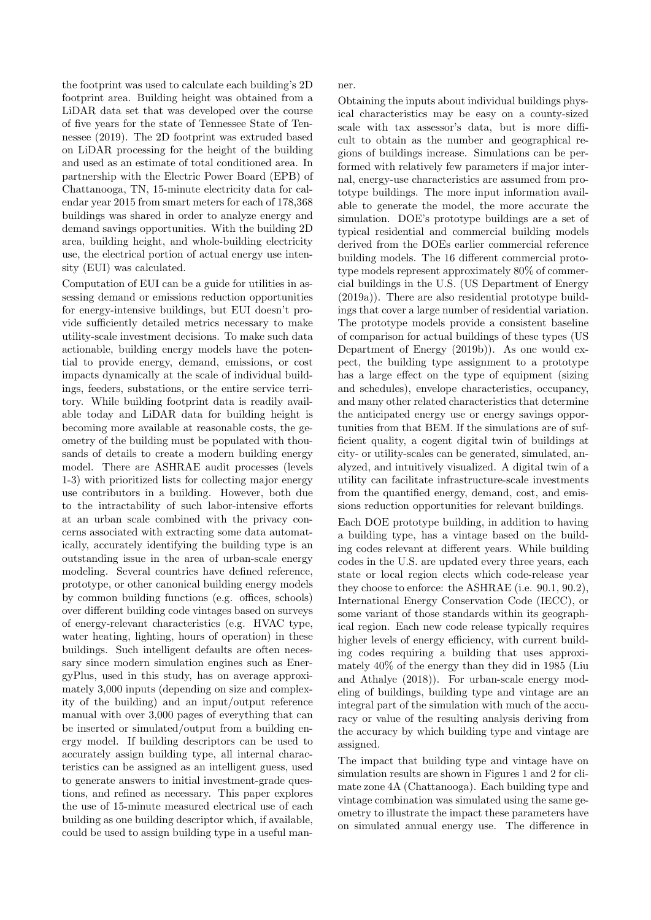the footprint was used to calculate each building's 2D footprint area. Building height was obtained from a LiDAR data set that was developed over the course of five years for the state of Tennessee State of Tennessee (2019). The 2D footprint was extruded based on LiDAR processing for the height of the building and used as an estimate of total conditioned area. In partnership with the Electric Power Board (EPB) of Chattanooga, TN, 15-minute electricity data for calendar year 2015 from smart meters for each of 178,368 buildings was shared in order to analyze energy and demand savings opportunities. With the building 2D area, building height, and whole-building electricity use, the electrical portion of actual energy use intensity (EUI) was calculated.

Computation of EUI can be a guide for utilities in assessing demand or emissions reduction opportunities for energy-intensive buildings, but EUI doesn't provide sufficiently detailed metrics necessary to make utility-scale investment decisions. To make such data actionable, building energy models have the potential to provide energy, demand, emissions, or cost impacts dynamically at the scale of individual buildings, feeders, substations, or the entire service territory. While building footprint data is readily available today and LiDAR data for building height is becoming more available at reasonable costs, the geometry of the building must be populated with thousands of details to create a modern building energy model. There are ASHRAE audit processes (levels 1-3) with prioritized lists for collecting major energy use contributors in a building. However, both due to the intractability of such labor-intensive efforts at an urban scale combined with the privacy concerns associated with extracting some data automatically, accurately identifying the building type is an outstanding issue in the area of urban-scale energy modeling. Several countries have defined reference, prototype, or other canonical building energy models by common building functions (e.g. offices, schools) over different building code vintages based on surveys of energy-relevant characteristics (e.g. HVAC type, water heating, lighting, hours of operation) in these buildings. Such intelligent defaults are often necessary since modern simulation engines such as EnergyPlus, used in this study, has on average approximately 3,000 inputs (depending on size and complexity of the building) and an input/output reference manual with over 3,000 pages of everything that can be inserted or simulated/output from a building energy model. If building descriptors can be used to accurately assign building type, all internal characteristics can be assigned as an intelligent guess, used to generate answers to initial investment-grade questions, and refined as necessary. This paper explores the use of 15-minute measured electrical use of each building as one building descriptor which, if available, could be used to assign building type in a useful manner.

Obtaining the inputs about individual buildings physical characteristics may be easy on a county-sized scale with tax assessor's data, but is more difficult to obtain as the number and geographical regions of buildings increase. Simulations can be performed with relatively few parameters if major internal, energy-use characteristics are assumed from prototype buildings. The more input information available to generate the model, the more accurate the simulation. DOE's prototype buildings are a set of typical residential and commercial building models derived from the DOEs earlier commercial reference building models. The 16 different commercial prototype models represent approximately 80% of commercial buildings in the U.S. (US Department of Energy (2019a)). There are also residential prototype buildings that cover a large number of residential variation. The prototype models provide a consistent baseline of comparison for actual buildings of these types (US Department of Energy (2019b)). As one would expect, the building type assignment to a prototype has a large effect on the type of equipment (sizing and schedules), envelope characteristics, occupancy, and many other related characteristics that determine the anticipated energy use or energy savings opportunities from that BEM. If the simulations are of sufficient quality, a cogent digital twin of buildings at city- or utility-scales can be generated, simulated, analyzed, and intuitively visualized. A digital twin of a utility can facilitate infrastructure-scale investments from the quantified energy, demand, cost, and emissions reduction opportunities for relevant buildings.

Each DOE prototype building, in addition to having a building type, has a vintage based on the building codes relevant at different years. While building codes in the U.S. are updated every three years, each state or local region elects which code-release year they choose to enforce: the ASHRAE (i.e. 90.1, 90.2), International Energy Conservation Code (IECC), or some variant of those standards within its geographical region. Each new code release typically requires higher levels of energy efficiency, with current building codes requiring a building that uses approximately 40% of the energy than they did in 1985 (Liu and Athalye (2018)). For urban-scale energy modeling of buildings, building type and vintage are an integral part of the simulation with much of the accuracy or value of the resulting analysis deriving from the accuracy by which building type and vintage are assigned.

The impact that building type and vintage have on simulation results are shown in Figures 1 and 2 for climate zone 4A (Chattanooga). Each building type and vintage combination was simulated using the same geometry to illustrate the impact these parameters have on simulated annual energy use. The difference in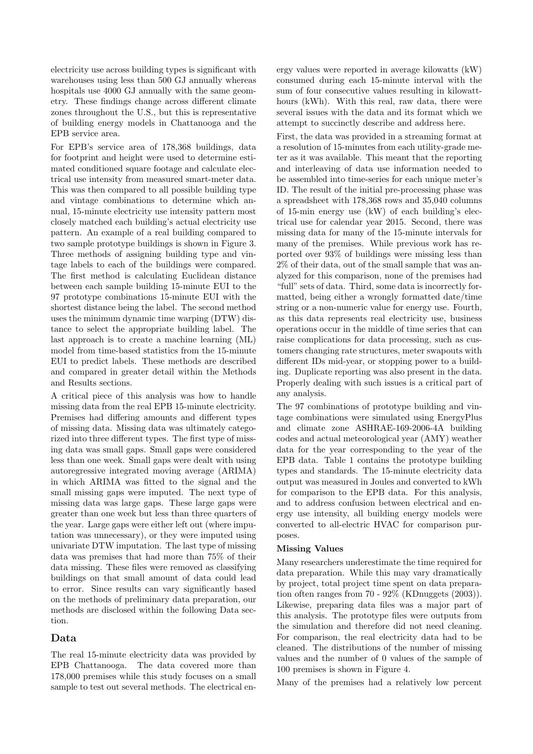electricity use across building types is significant with warehouses using less than 500 GJ annually whereas hospitals use 4000 GJ annually with the same geometry. These findings change across different climate zones throughout the U.S., but this is representative of building energy models in Chattanooga and the EPB service area.

For EPB's service area of 178,368 buildings, data for footprint and height were used to determine estimated conditioned square footage and calculate electrical use intensity from measured smart-meter data. This was then compared to all possible building type and vintage combinations to determine which annual, 15-minute electricity use intensity pattern most closely matched each building's actual electricity use pattern. An example of a real building compared to two sample prototype buildings is shown in Figure 3. Three methods of assigning building type and vintage labels to each of the buildings were compared. The first method is calculating Euclidean distance between each sample building 15-minute EUI to the 97 prototype combinations 15-minute EUI with the shortest distance being the label. The second method uses the minimum dynamic time warping (DTW) distance to select the appropriate building label. The last approach is to create a machine learning (ML) model from time-based statistics from the 15-minute EUI to predict labels. These methods are described and compared in greater detail within the Methods and Results sections.

A critical piece of this analysis was how to handle missing data from the real EPB 15-minute electricity. Premises had differing amounts and different types of missing data. Missing data was ultimately categorized into three different types. The first type of missing data was small gaps. Small gaps were considered less than one week. Small gaps were dealt with using autoregressive integrated moving average (ARIMA) in which ARIMA was fitted to the signal and the small missing gaps were imputed. The next type of missing data was large gaps. These large gaps were greater than one week but less than three quarters of the year. Large gaps were either left out (where imputation was unnecessary), or they were imputed using univariate DTW imputation. The last type of missing data was premises that had more than 75% of their data missing. These files were removed as classifying buildings on that small amount of data could lead to error. Since results can vary significantly based on the methods of preliminary data preparation, our methods are disclosed within the following Data section.

## Data

The real 15-minute electricity data was provided by EPB Chattanooga. The data covered more than 178,000 premises while this study focuses on a small sample to test out several methods. The electrical energy values were reported in average kilowatts (kW) consumed during each 15-minute interval with the sum of four consecutive values resulting in kilowatt-hours (kWh). With this real, raw data, there were several issues with the data and its format which we attempt to succinctly describe and address here.

First, the data was provided in a streaming format at a resolution of 15-minutes from each utility-grade meter as it was available. This meant that the reporting and interleaving of data use information needed to be assembled into time-series for each unique meter's ID. The result of the initial pre-processing phase was a spreadsheet with 178,368 rows and 35,040 columns of 15-min energy use (kW) of each building's electrical use for calendar year 2015. Second, there was missing data for many of the 15-minute intervals for many of the premises. While previous work has reported over 93% of buildings were missing less than 2% of their data, out of the small sample that was analyzed for this comparison, none of the premises had "full" sets of data. Third, some data is incorrectly formatted, being either a wrongly formatted date/time string or a non-numeric value for energy use. Fourth, as this data represents real electricity use, business operations occur in the middle of time series that can raise complications for data processing, such as customers changing rate structures, meter swapouts with different IDs mid-year, or stopping power to a building. Duplicate reporting was also present in the data. Properly dealing with such issues is a critical part of any analysis.

The 97 combinations of prototype building and vintage combinations were simulated using EnergyPlus and climate zone ASHRAE-169-2006-4A building codes and actual meteorological year (AMY) weather data for the year corresponding to the year of the EPB data. Table 1 contains the prototype building types and standards. The 15-minute electricity data output was measured in Joules and converted to kWh for comparison to the EPB data. For this analysis, and to address confusion between electrical and energy use intensity, all building energy models were converted to all-electric HVAC for comparison purposes.

### Missing Values

Many researchers underestimate the time required for data preparation. While this may vary dramatically by project, total project time spent on data preparation often ranges from 70 - 92% (KDnuggets (2003)). Likewise, preparing data files was a major part of this analysis. The prototype files were outputs from the simulation and therefore did not need cleaning. For comparison, the real electricity data had to be cleaned. The distributions of the number of missing values and the number of 0 values of the sample of 100 premises is shown in Figure 4.

Many of the premises had a relatively low percent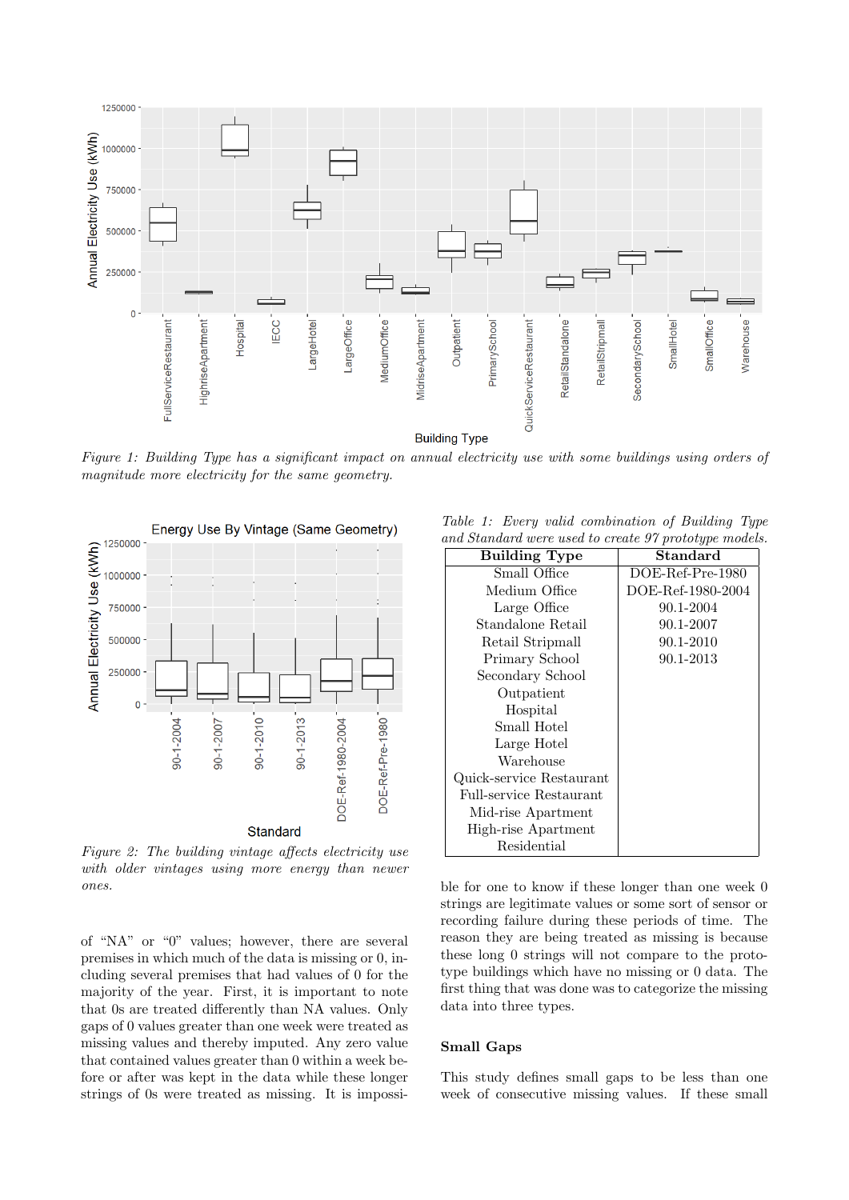*Figure 1: Building Type has a significant impact on annual electricity use with some buildings using orders of magnitude more electricity for the same geometry.*

*Figure 2: The building vintage affects electricity use with older vintages using more energy than newer ones.*

*Table 1: Every valid combination of Building Type and Standard were used to create 97 prototype models.*

| Building Type | Standard |
|---|---|
| Small Office | DOE-Ref-Pre-1980 |
| Medium Office | DOE-Ref-1980-2004 |
| Large Office | 90.1-2004 |
| Standalone Retail | 90.1-2007 |
| Retail Stripmall | 90.1-2010 |
| Primary School | 90.1-2013 |
| Secondary School | |
| Outpatient | |
| Hospital | |
| Small Hotel | |
| Large Hotel | |
| Warehouse | |
| Quick-service Restaurant | |
| Full-service Restaurant | |
| Mid-rise Apartment | |
| High-rise Apartment | |
| Residential | |

of "NA" or "0" values; however, there are several premises in which much of the data is missing or 0, including several premises that had values of 0 for the majority of the year. First, it is important to note that 0s are treated differently than NA values. Only gaps of 0 values greater than one week were treated as missing values and thereby imputed. Any zero value that contained values greater than 0 within a week before or after was kept in the data while these longer strings of 0s were treated as missing. It is impossible for one to know if these longer than one week 0 strings are legitimate values or some sort of sensor or recording failure during these periods of time. The reason they are being treated as missing is because these long 0 strings will not compare to the prototype buildings which have no missing or 0 data. The first thing that was done was to categorize the missing data into three types.

## Small Gaps

This study defines small gaps to be less than one week of consecutive missing values. If these small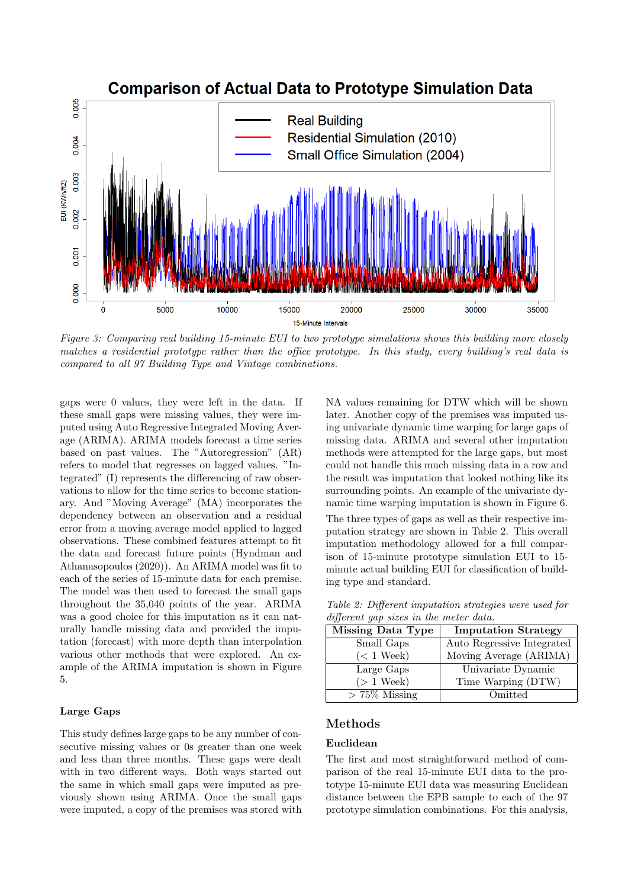*Figure 3: Comparing real building 15-minute EUI to two prototype simulations shows this building more closely matches a residential prototype rather than the office prototype. In this study, every building's real data is compared to all 97 Building Type and Vintage combinations.*

gaps were 0 values, they were left in the data. If these small gaps were missing values, they were imputed using Auto Regressive Integrated Moving Average (ARIMA). ARIMA models forecast a time series based on past values. The "Autoregression" (AR) refers to model that regresses on lagged values. "Integrated" (I) represents the differencing of raw observations to allow for the time series to become stationary. And "Moving Average" (MA) incorporates the dependency between an observation and a residual error from a moving average model applied to lagged observations. These combined features attempt to fit the data and forecast future points (Hyndman and Athanasopoulos (2020)). An ARIMA model was fit to each of the series of 15-minute data for each premise. The model was then used to forecast the small gaps throughout the 35,040 points of the year. ARIMA was a good choice for this imputation as it can naturally handle missing data and provided the imputation (forecast) with more depth than interpolation various other methods that were explored. An example of the ARIMA imputation is shown in Figure 5.

### Large Gaps

This study defines large gaps to be any number of consecutive missing values or 0s greater than one week and less than three months. These gaps were dealt with in two different ways. Both ways started out the same in which small gaps were imputed as previously shown using ARIMA. Once the small gaps were imputed, a copy of the premises was stored with NA values remaining for DTW which will be shown later. Another copy of the premises was imputed using univariate dynamic time warping for large gaps of missing data. ARIMA and several other imputation methods were attempted for the large gaps, but most could not handle this much missing data in a row and the result was imputation that looked nothing like its surrounding points. An example of the univariate dynamic time warping imputation is shown in Figure 6.

The three types of gaps as well as their respective imputation strategy are shown in Table 2. This overall imputation methodology allowed for a full comparison of 15-minute prototype simulation EUI to 15-minute actual building EUI for classification of building type and standard.

*Table 2: Different imputation strategies were used for different gap sizes in the meter data.*

| Missing Data Type | Imputation Strategy |
|---|---|
| Small Gaps (< 1 Week) | Auto Regressive Integrated Moving Average (ARIMA) |
| Large Gaps (> 1 Week) | Univariate Dynamic Time Warping (DTW) |
| > 75% Missing | Omitted |

## Methods

### Euclidean

The first and most straightforward method of comparison of the real 15-minute EUI data to the prototype 15-minute EUI data was measuring Euclidean distance between the EPB sample to each of the 97 prototype simulation combinations. For this analysis,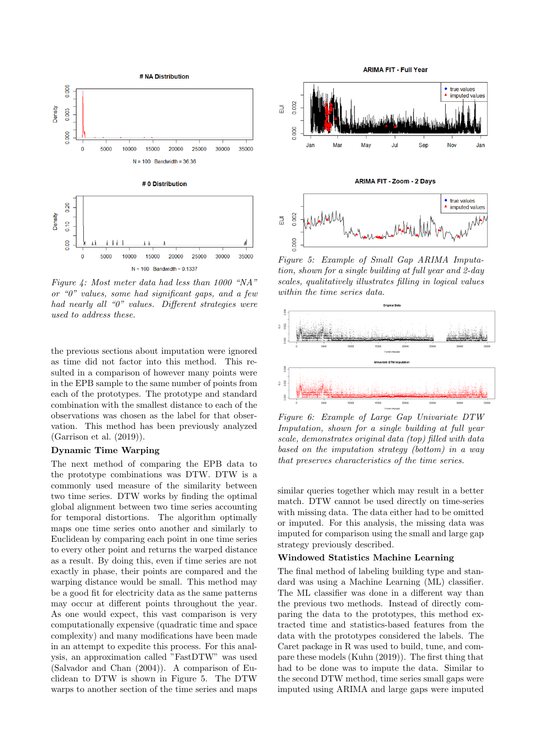*Figure 4: Most meter data had less than 1000 "NA" or "0" values, some had significant gaps, and a few had nearly all "0" values. Different strategies were used to address these.*

the previous sections about imputation were ignored as time did not factor into this method. This resulted in a comparison of however many points were in the EPB sample to the same number of points from each of the prototypes. The prototype and standard combination with the smallest distance to each of the observations was chosen as the label for that observation. This method has been previously analyzed (Garrison et al. (2019)).

### Dynamic Time Warping

The next method of comparing the EPB data to the prototype combinations was DTW. DTW is a commonly used measure of the similarity between two time series. DTW works by finding the optimal global alignment between two time series accounting for temporal distortions. The algorithm optimally maps one time series onto another and similarly to Euclidean by comparing each point in one time series to every other point and returns the warped distance as a result. By doing this, even if time series are not exactly in phase, their points are compared and the warping distance would be small. This method may be a good fit for electricity data as the same patterns may occur at different points throughout the year. As one would expect, this vast comparison is very computationally expensive (quadratic time and space complexity) and many modifications have been made in an attempt to expedite this process. For this analysis, an approximation called "FastDTW" was used (Salvador and Chan (2004)). A comparison of Euclidean to DTW is shown in Figure 5. The DTW warps to another section of the time series and maps

*Figure 5: Example of Small Gap ARIMA Imputation, shown for a single building at full year and 2-day scales, qualitatively illustrates filling in logical values within the time series data.*

*Figure 6: Example of Large Gap Univariate DTW Imputation, shown for a single building at full year scale, demonstrates original data (top) filled with data based on the imputation strategy (bottom) in a way that preserves characteristics of the time series.*

similar queries together which may result in a better match. DTW cannot be used directly on time-series with missing data. The data either had to be omitted or imputed. For this analysis, the missing data was imputed for comparison using the small and large gap strategy previously described.

### Windowed Statistics Machine Learning

The final method of labeling building type and standard was using a Machine Learning (ML) classifier. The ML classifier was done in a different way than the previous two methods. Instead of directly comparing the data to the prototypes, this method extracted time and statistics-based features from the data with the prototypes considered the labels. The Caret package in R was used to build, tune, and compare these models (Kuhn (2019)). The first thing that had to be done was to impute the data. Similar to the second DTW method, time series small gaps were imputed using ARIMA and large gaps were imputed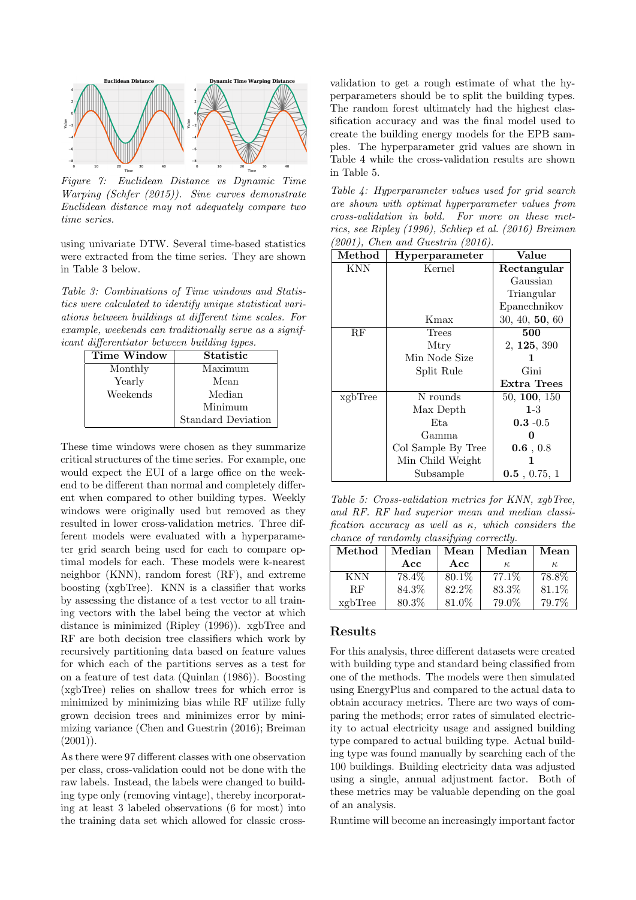*Figure 7: Euclidean Distance vs Dynamic Time Warping (Schfer (2015)). Sine curves demonstrate Euclidean distance may not adequately compare two time series.*

using univariate DTW. Several time-based statistics were extracted from the time series. They are shown in Table 3 below.

*Table 3: Combinations of Time windows and Statistics were calculated to identify unique statistical variations between buildings at different time scales. For example, weekends can traditionally serve as a significant differentiator between building types.*

| Time Window | Statistic |
|---|---|
| Monthly | Maximum |
| Yearly | Mean |
| Weekends | Median |
| | Minimum |
| | Standard Deviation |

These time windows were chosen as they summarize critical structures of the time series. For example, one would expect the EUI of a large office on the weekend to be different than normal and completely different when compared to other building types. Weekly windows were originally used but removed as they resulted in lower cross-validation metrics. Three different models were evaluated with a hyperparameter grid search being used for each to compare optimal models for each. These models were k-nearest neighbor (KNN), random forest (RF), and extreme boosting (xgbTree). KNN is a classifier that works by assessing the distance of a test vector to all training vectors with the label being the vector at which distance is minimized (Ripley (1996)). xgbTree and RF are both decision tree classifiers which work by recursively partitioning data based on feature values for which each of the partitions serves as a test for on a feature of test data (Quinlan (1986)). Boosting (xgbTree) relies on shallow trees for which error is minimized by minimizing bias while RF utilize fully grown decision trees and minimizes error by minimizing variance (Chen and Guestrin (2016); Breiman (2001)).

As there were 97 different classes with one observation per class, cross-validation could not be done with the raw labels. Instead, the labels were changed to building type only (removing vintage), thereby incorporating at least 3 labeled observations (6 for most) into the training data set which allowed for classic cross-validation to get a rough estimate of what the hyperparameters should be to split the building types. The random forest ultimately had the highest classification accuracy and was the final model used to create the building energy models for the EPB samples. The hyperparameter grid values are shown in Table 4 while the cross-validation results are shown in Table 5.

*Table 4: Hyperparameter values used for grid search are shown with optimal hyperparameter values from cross-validation in bold. For more on these metrics, see Ripley (1996), Schliep et al. (2016) Breiman (2001), Chen and Guestrin (2016).*

| Method | Hyperparameter | Value |
|---|---|---|
| KNN | Kernel | **Rectangular** |
| | | Gaussian |
| | | Triangular |
| | | Epanechnikov |
| | Kmax | 30, 40, **50**, 60 |
| RF | Trees | **500** |
| | Mtry | 2, **125**, 390 |
| | Min Node Size | **1** |
| | Split Rule | Gini |
| | | **Extra Trees** |
| xgbTree | N rounds | 50, **100**, 150 |
| | Max Depth | **1**-3 |
| | Eta | **0.3** -0.5 |
| | Gamma | **0** |
| | Col Sample By Tree | **0.6** , 0.8 |
| | Min Child Weight | **1** |
| | Subsample | **0.5** , 0.75, 1 |

*Table 5: Cross-validation metrics for KNN, xgbTree, and RF. RF had superior mean and median classification accuracy as well as $\kappa$, which considers the chance of randomly classifying correctly.*

| Method | Median Acc | Mean Acc | Median $\kappa$ | Mean $\kappa$ |
|---|---|---|---|---|
| KNN | 78.4% | 80.1% | 77.1% | 78.8% |
| RF | 84.3% | 82.2% | 83.3% | 81.1% |
| xgbTree | 80.3% | 81.0% | 79.0% | 79.7% |

## Results

For this analysis, three different datasets were created with building type and standard being classified from one of the methods. The models were then simulated using EnergyPlus and compared to the actual data to obtain accuracy metrics. There are two ways of comparing the methods; error rates of simulated electricity to actual electricity usage and assigned building type compared to actual building type. Actual building type was found manually by searching each of the 100 buildings. Building electricity data was adjusted using a single, annual adjustment factor. Both of these metrics may be valuable depending on the goal of an analysis.

Runtime will become an increasingly important factor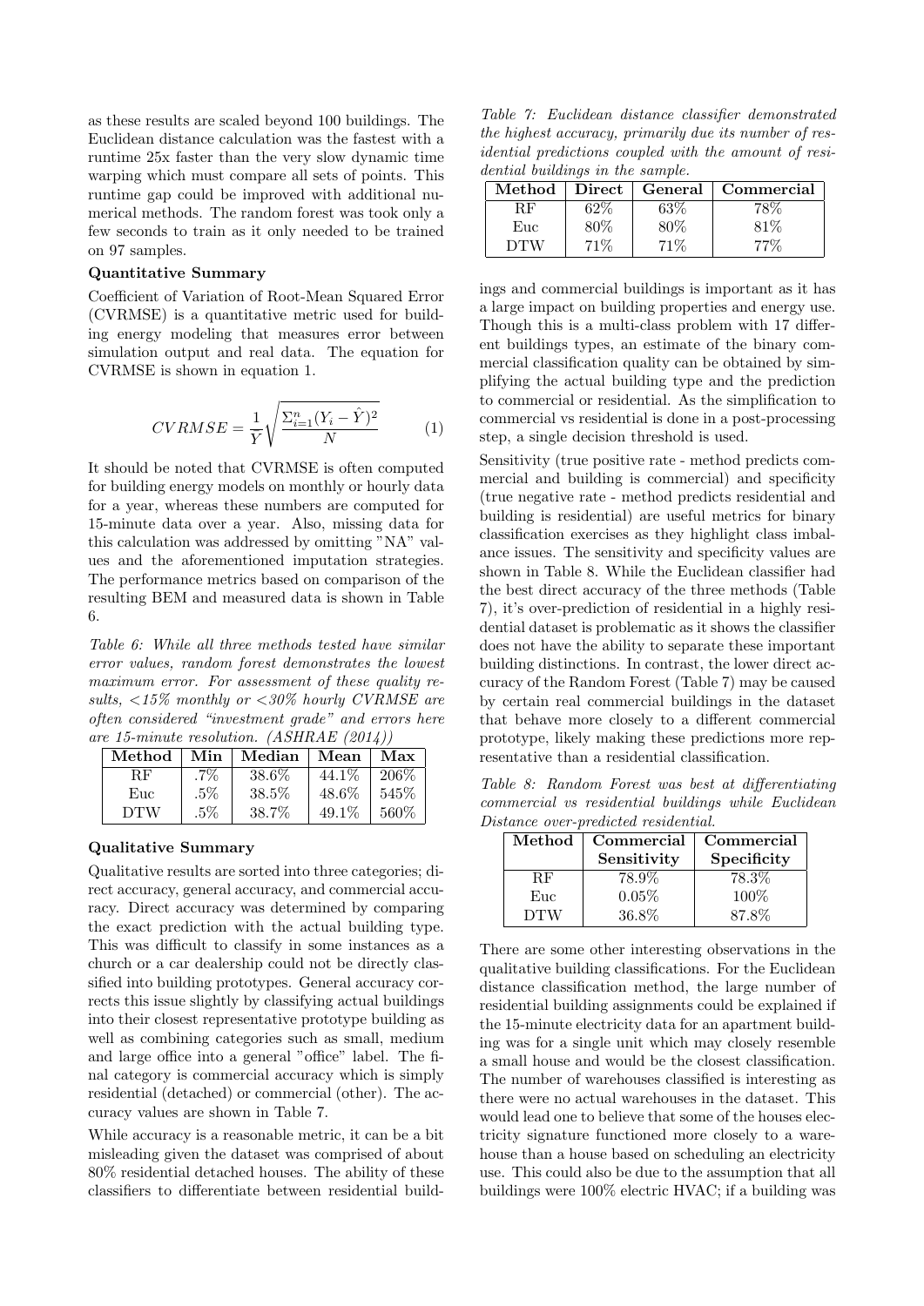as these results are scaled beyond 100 buildings. The Euclidean distance calculation was the fastest with a runtime 25x faster than the very slow dynamic time warping which must compare all sets of points. This runtime gap could be improved with additional numerical methods. The random forest was took only a few seconds to train as it only needed to be trained on 97 samples.

**Quantitative Summary**

Coefficient of Variation of Root-Mean Squared Error (CVRMSE) is a quantitative metric used for building energy modeling that measures error between simulation output and real data. The equation for CVRMSE is shown in equation 1.

$$CVRMSE = \frac{1}{\bar{Y}} \sqrt{\frac{\Sigma_{i=1}^{n}(Y_i - \hat{Y})^2}{N}} \quad (1)$$

It should be noted that CVRMSE is often computed for building energy models on monthly or hourly data for a year, whereas these numbers are computed for 15-minute data over a year. Also, missing data for this calculation was addressed by omitting "NA" values and the aforementioned imputation strategies. The performance metrics based on comparison of the resulting BEM and measured data is shown in Table 6.

*Table 6: While all three methods tested have similar error values, random forest demonstrates the lowest maximum error. For assessment of these quality results, <15% monthly or <30% hourly CVRMSE are often considered "investment grade" and errors here are 15-minute resolution. (ASHRAE (2014))*

| Method | Min | Median | Mean | Max |
|---|---|---|---|---|
| RF | .7% | 38.6% | 44.1% | 206% |
| Euc | .5% | 38.5% | 48.6% | 545% |
| DTW | .5% | 38.7% | 49.1% | 560% |

**Qualitative Summary**

Qualitative results are sorted into three categories; direct accuracy, general accuracy, and commercial accuracy. Direct accuracy was determined by comparing the exact prediction with the actual building type. This was difficult to classify in some instances as a church or a car dealership could not be directly classified into building prototypes. General accuracy corrects this issue slightly by classifying actual buildings into their closest representative prototype building as well as combining categories such as small, medium and large office into a general "office" label. The final category is commercial accuracy which is simply residential (detached) or commercial (other). The accuracy values are shown in Table 7.

While accuracy is a reasonable metric, it can be a bit misleading given the dataset was comprised of about 80% residential detached houses. The ability of these classifiers to differentiate between residential buildings and commercial buildings is important as it has a large impact on building properties and energy use. Though this is a multi-class problem with 17 different buildings types, an estimate of the binary commercial classification quality can be obtained by simplifying the actual building type and the prediction to commercial or residential. As the simplification to commercial vs residential is done in a post-processing step, a single decision threshold is used.

*Table 7: Euclidean distance classifier demonstrated the highest accuracy, primarily due its number of residential predictions coupled with the amount of residential buildings in the sample.*

| Method | Direct | General | Commercial |
|---|---|---|---|
| RF | 62% | 63% | 78% |
| Euc | 80% | 80% | 81% |
| DTW | 71% | 71% | 77% |

Sensitivity (true positive rate - method predicts commercial and building is commercial) and specificity (true negative rate - method predicts residential and building is residential) are useful metrics for binary classification exercises as they highlight class imbalance issues. The sensitivity and specificity values are shown in Table 8. While the Euclidean classifier had the best direct accuracy of the three methods (Table 7), it's over-prediction of residential in a highly residential dataset is problematic as it shows the classifier does not have the ability to separate these important building distinctions. In contrast, the lower direct accuracy of the Random Forest (Table 7) may be caused by certain real commercial buildings in the dataset that behave more closely to a different commercial prototype, likely making these predictions more representative than a residential classification.

*Table 8: Random Forest was best at differentiating commercial vs residential buildings while Euclidean Distance over-predicted residential.*

| Method | Commercial Sensitivity | Commercial Specificity |
|---|---|---|
| RF | 78.9% | 78.3% |
| Euc | 0.05% | 100% |
| DTW | 36.8% | 87.8% |

There are some other interesting observations in the qualitative building classifications. For the Euclidean distance classification method, the large number of residential building assignments could be explained if the 15-minute electricity data for an apartment building was for a single unit which may closely resemble a small house and would be the closest classification. The number of warehouses classified is interesting as there were no actual warehouses in the dataset. This would lead one to believe that some of the houses electricity signature functioned more closely to a warehouse than a house based on scheduling an electricity use. This could also be due to the assumption that all buildings were 100% electric HVAC; if a building was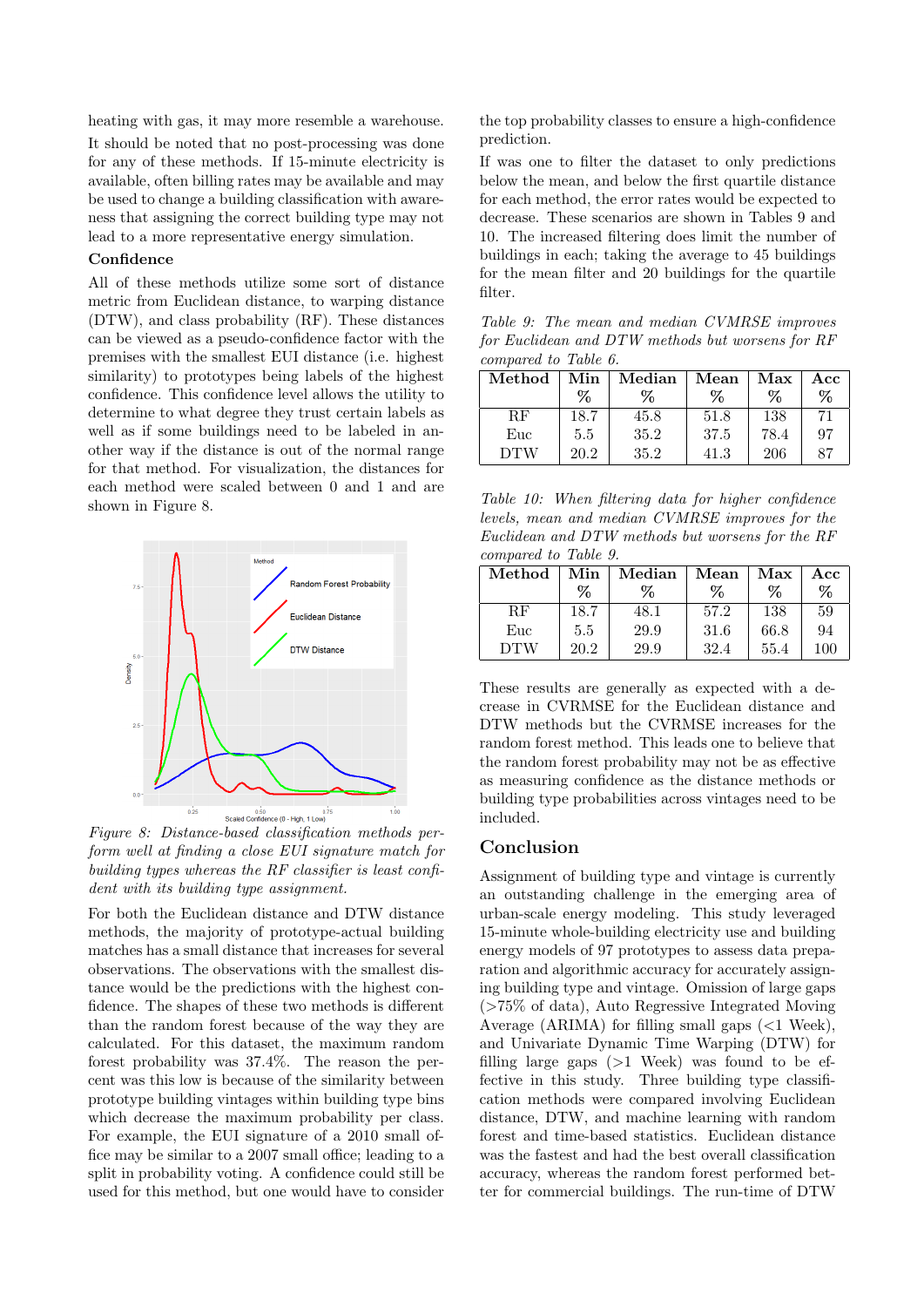heating with gas, it may more resemble a warehouse.

It should be noted that no post-processing was done for any of these methods. If 15-minute electricity is available, often billing rates may be available and may be used to change a building classification with awareness that assigning the correct building type may not lead to a more representative energy simulation.

### Confidence

All of these methods utilize some sort of distance metric from Euclidean distance, to warping distance (DTW), and class probability (RF). These distances can be viewed as a pseudo-confidence factor with the premises with the smallest EUI distance (i.e. highest similarity) to prototypes being labels of the highest confidence. This confidence level allows the utility to determine to what degree they trust certain labels as well as if some buildings need to be labeled in another way if the distance is out of the normal range for that method. For visualization, the distances for each method were scaled between 0 and 1 and are shown in Figure 8.

*Figure 8: Distance-based classification methods perform well at finding a close EUI signature match for building types whereas the RF classifier is least confident with its building type assignment.*

For both the Euclidean distance and DTW distance methods, the majority of prototype-actual building matches has a small distance that increases for several observations. The observations with the smallest distance would be the predictions with the highest confidence. The shapes of these two methods is different than the random forest because of the way they are calculated. For this dataset, the maximum random forest probability was 37.4%. The reason the percent was this low is because of the similarity between prototype building vintages within building type bins which decrease the maximum probability per class. For example, the EUI signature of a 2010 small office may be similar to a 2007 small office; leading to a split in probability voting. A confidence could still be used for this method, but one would have to consider the top probability classes to ensure a high-confidence prediction.

If was one to filter the dataset to only predictions below the mean, and below the first quartile distance for each method, the error rates would be expected to decrease. These scenarios are shown in Tables 9 and 10. The increased filtering does limit the number of buildings in each; taking the average to 45 buildings for the mean filter and 20 buildings for the quartile filter.

*Table 9: The mean and median CVMRSE improves for Euclidean and DTW methods but worsens for RF compared to Table 6.*

| Method | Min % | Median % | Mean % | Max % | Acc % |
|---|---|---|---|---|---|
| RF | 18.7 | 45.8 | 51.8 | 138 | 71 |
| Euc | 5.5 | 35.2 | 37.5 | 78.4 | 97 |
| DTW | 20.2 | 35.2 | 41.3 | 206 | 87 |

*Table 10: When filtering data for higher confidence levels, mean and median CVMRSE improves for the Euclidean and DTW methods but worsens for the RF compared to Table 9.*

| Method | Min % | Median % | Mean % | Max % | Acc % |
|---|---|---|---|---|---|
| RF | 18.7 | 48.1 | 57.2 | 138 | 59 |
| Euc | 5.5 | 29.9 | 31.6 | 66.8 | 94 |
| DTW | 20.2 | 29.9 | 32.4 | 55.4 | 100 |

These results are generally as expected with a decrease in CVRMSE for the Euclidean distance and DTW methods but the CVRMSE increases for the random forest method. This leads one to believe that the random forest probability may not be as effective as measuring confidence as the distance methods or building type probabilities across vintages need to be included.

## Conclusion

Assignment of building type and vintage is currently an outstanding challenge in the emerging area of urban-scale energy modeling. This study leveraged 15-minute whole-building electricity use and building energy models of 97 prototypes to assess data preparation and algorithmic accuracy for accurately assigning building type and vintage. Omission of large gaps (>75% of data), Auto Regressive Integrated Moving Average (ARIMA) for filling small gaps (<1 Week), and Univariate Dynamic Time Warping (DTW) for filling large gaps (>1 Week) was found to be effective in this study. Three building type classification methods were compared involving Euclidean distance, DTW, and machine learning with random forest and time-based statistics. Euclidean distance was the fastest and had the best overall classification accuracy, whereas the random forest performed better for commercial buildings. The run-time of DTW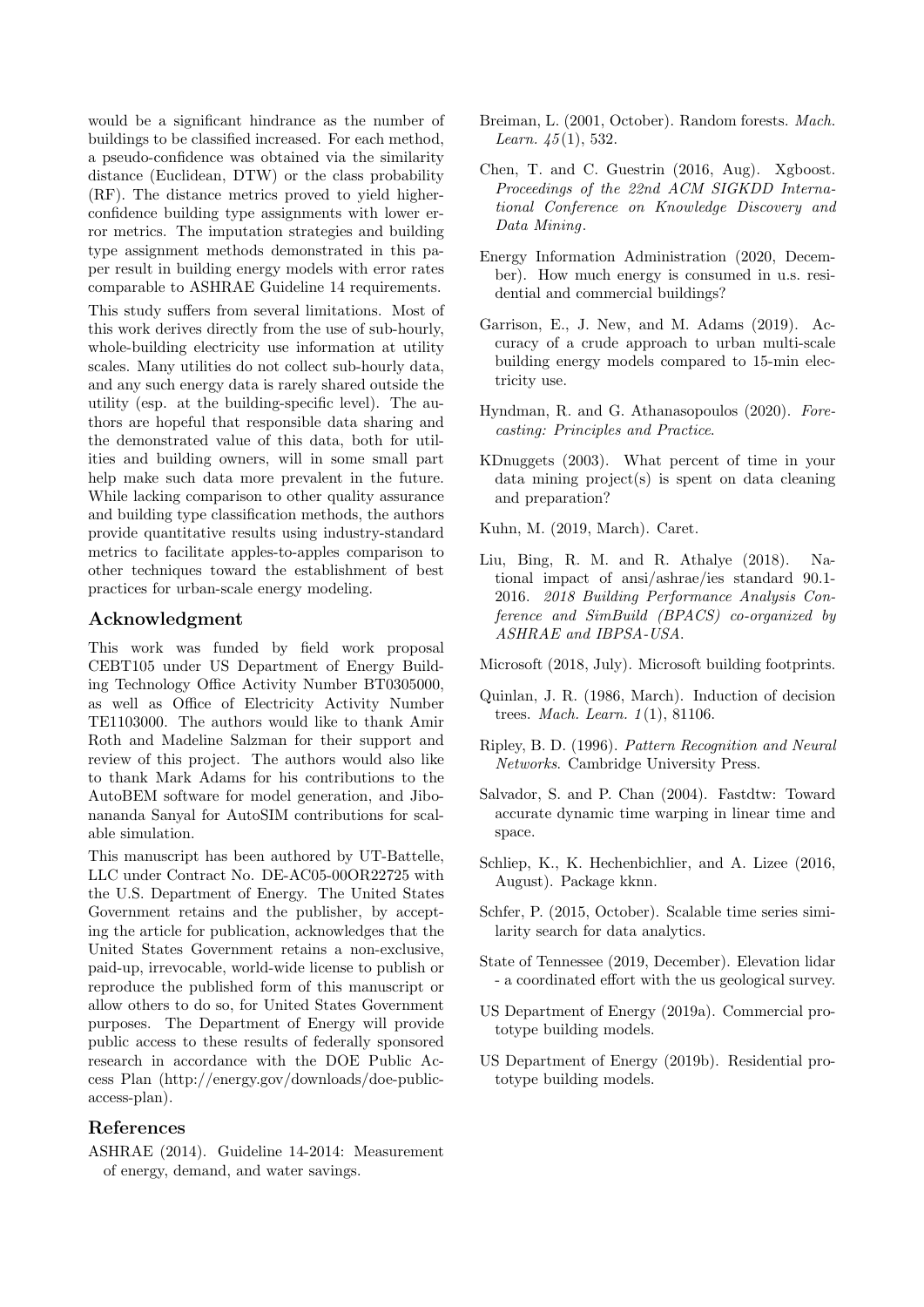would be a significant hindrance as the number of buildings to be classified increased. For each method, a pseudo-confidence was obtained via the similarity distance (Euclidean, DTW) or the class probability (RF). The distance metrics proved to yield higher-confidence building type assignments with lower error metrics. The imputation strategies and building type assignment methods demonstrated in this paper result in building energy models with error rates comparable to ASHRAE Guideline 14 requirements.

This study suffers from several limitations. Most of this work derives directly from the use of sub-hourly, whole-building electricity use information at utility scales. Many utilities do not collect sub-hourly data, and any such energy data is rarely shared outside the utility (esp. at the building-specific level). The authors are hopeful that responsible data sharing and the demonstrated value of this data, both for utilities and building owners, will in some small part help make such data more prevalent in the future. While lacking comparison to other quality assurance and building type classification methods, the authors provide quantitative results using industry-standard metrics to facilitate apples-to-apples comparison to other techniques toward the establishment of best practices for urban-scale energy modeling.

## Acknowledgment

This work was funded by field work proposal CEBT105 under US Department of Energy Building Technology Office Activity Number BT0305000, as well as Office of Electricity Activity Number TE1103000. The authors would like to thank Amir Roth and Madeline Salzman for their support and review of this project. The authors would also like to thank Mark Adams for his contributions to the AutoBEM software for model generation, and Jibonananda Sanyal for AutoSIM contributions for scalable simulation.

This manuscript has been authored by UT-Battelle, LLC under Contract No. DE-AC05-00OR22725 with the U.S. Department of Energy. The United States Government retains and the publisher, by accepting the article for publication, acknowledges that the United States Government retains a non-exclusive, paid-up, irrevocable, world-wide license to publish or reproduce the published form of this manuscript or allow others to do so, for United States Government purposes. The Department of Energy will provide public access to these results of federally sponsored research in accordance with the DOE Public Access Plan (http://energy.gov/downloads/doe-public-access-plan).

## References

ASHRAE (2014). Guideline 14-2014: Measurement of energy, demand, and water savings.

Breiman, L. (2001, October). Random forests. *Mach. Learn. 45*(1), 532.

Chen, T. and C. Guestrin (2016, Aug). Xgboost. *Proceedings of the 22nd ACM SIGKDD International Conference on Knowledge Discovery and Data Mining*.

Energy Information Administration (2020, December). How much energy is consumed in u.s. residential and commercial buildings?

Garrison, E., J. New, and M. Adams (2019). Accuracy of a crude approach to urban multi-scale building energy models compared to 15-min electricity use.

Hyndman, R. and G. Athanasopoulos (2020). *Forecasting: Principles and Practice*.

KDnuggets (2003). What percent of time in your data mining project(s) is spent on data cleaning and preparation?

Kuhn, M. (2019, March). Caret.

Liu, Bing, R. M. and R. Athalye (2018). National impact of ansi/ashrae/ies standard 90.1-2016. *2018 Building Performance Analysis Conference and SimBuild (BPACS) co-organized by ASHRAE and IBPSA-USA*.

Microsoft (2018, July). Microsoft building footprints.

Quinlan, J. R. (1986, March). Induction of decision trees. *Mach. Learn. 1*(1), 81106.

Ripley, B. D. (1996). *Pattern Recognition and Neural Networks*. Cambridge University Press.

Salvador, S. and P. Chan (2004). Fastdtw: Toward accurate dynamic time warping in linear time and space.

Schliep, K., K. Hechenbichlier, and A. Lizee (2016, August). Package kknn.

Schfer, P. (2015, October). Scalable time series similarity search for data analytics.

State of Tennessee (2019, December). Elevation lidar - a coordinated effort with the us geological survey.

US Department of Energy (2019a). Commercial prototype building models.

US Department of Energy (2019b). Residential prototype building models.